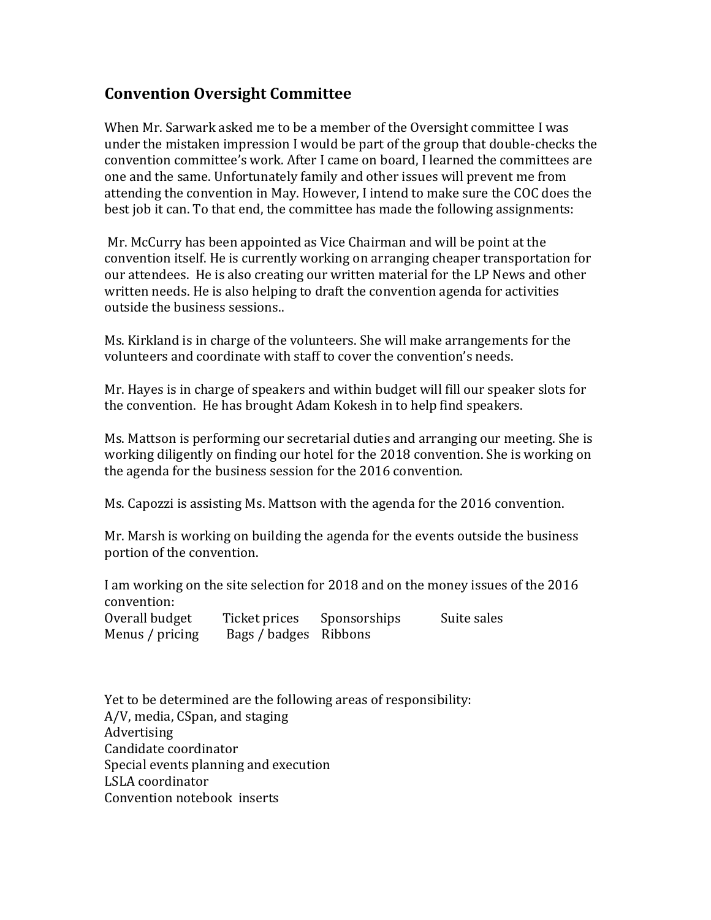## Convention Oversight Committee

When Mr. Sarwark asked me to be a member of the Oversight committee I was under the mistaken impression I would be part of the group that double-checks the convention committee's work. After I came on board, I learned the committees are one and the same. Unfortunately family and other issues will prevent me from attending the convention in May. However, I intend to make sure the COC does the best job it can. To that end, the committee has made the following assignments:

Mr. McCurry has been appointed as Vice Chairman and will be point at the convention itself. He is currently working on arranging cheaper transportation for our attendees. He is also creating our written material for the LP News and other written needs. He is also helping to draft the convention agenda for activities outside the business sessions..

Ms. Kirkland is in charge of the volunteers. She will make arrangements for the volunteers and coordinate with staff to cover the convention's needs.

Mr. Hayes is in charge of speakers and within budget will fill our speaker slots for the convention. He has brought Adam Kokesh in to help find speakers.

Ms. Mattson is performing our secretarial duties and arranging our meeting. She is working diligently on finding our hotel for the 2018 convention. She is working on the agenda for the business session for the 2016 convention.

Ms. Capozzi is assisting Ms. Mattson with the agenda for the 2016 convention.

Mr. Marsh is working on building the agenda for the events outside the business portion of the convention.

I am working on the site selection for 2018 and on the money issues of the 2016 convention:
Overall budget    Ticket prices    Sponsorships    Suite sales
Menus / pricing    Bags / badges    Ribbons

Yet to be determined are the following areas of responsibility:
A/V, media, CSpan, and staging
Advertising
Candidate coordinator
Special events planning and execution
LSLA coordinator
Convention notebook inserts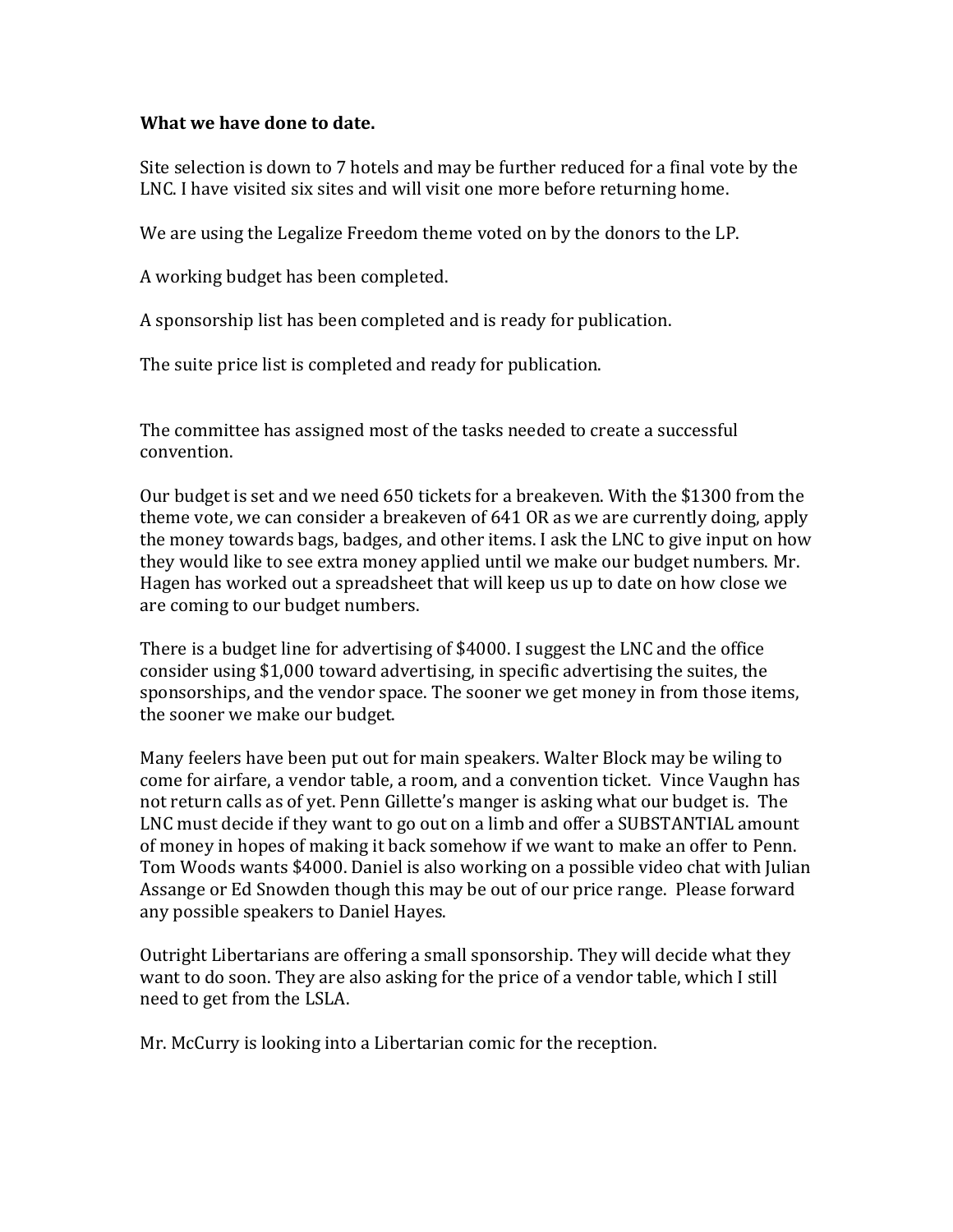**What we have done to date.**

Site selection is down to 7 hotels and may be further reduced for a final vote by the LNC. I have visited six sites and will visit one more before returning home.

We are using the Legalize Freedom theme voted on by the donors to the LP.

A working budget has been completed.

A sponsorship list has been completed and is ready for publication.

The suite price list is completed and ready for publication.

The committee has assigned most of the tasks needed to create a successful convention.

Our budget is set and we need 650 tickets for a breakeven. With the $1300 from the theme vote, we can consider a breakeven of 641 OR as we are currently doing, apply the money towards bags, badges, and other items. I ask the LNC to give input on how they would like to see extra money applied until we make our budget numbers. Mr. Hagen has worked out a spreadsheet that will keep us up to date on how close we are coming to our budget numbers.

There is a budget line for advertising of $4000. I suggest the LNC and the office consider using $1,000 toward advertising, in specific advertising the suites, the sponsorships, and the vendor space. The sooner we get money in from those items, the sooner we make our budget.

Many feelers have been put out for main speakers. Walter Block may be wiling to come for airfare, a vendor table, a room, and a convention ticket. Vince Vaughn has not return calls as of yet. Penn Gillette's manger is asking what our budget is. The LNC must decide if they want to go out on a limb and offer a SUBSTANTIAL amount of money in hopes of making it back somehow if we want to make an offer to Penn. Tom Woods wants $4000. Daniel is also working on a possible video chat with Julian Assange or Ed Snowden though this may be out of our price range. Please forward any possible speakers to Daniel Hayes.

Outright Libertarians are offering a small sponsorship. They will decide what they want to do soon. They are also asking for the price of a vendor table, which I still need to get from the LSLA.

Mr. McCurry is looking into a Libertarian comic for the reception.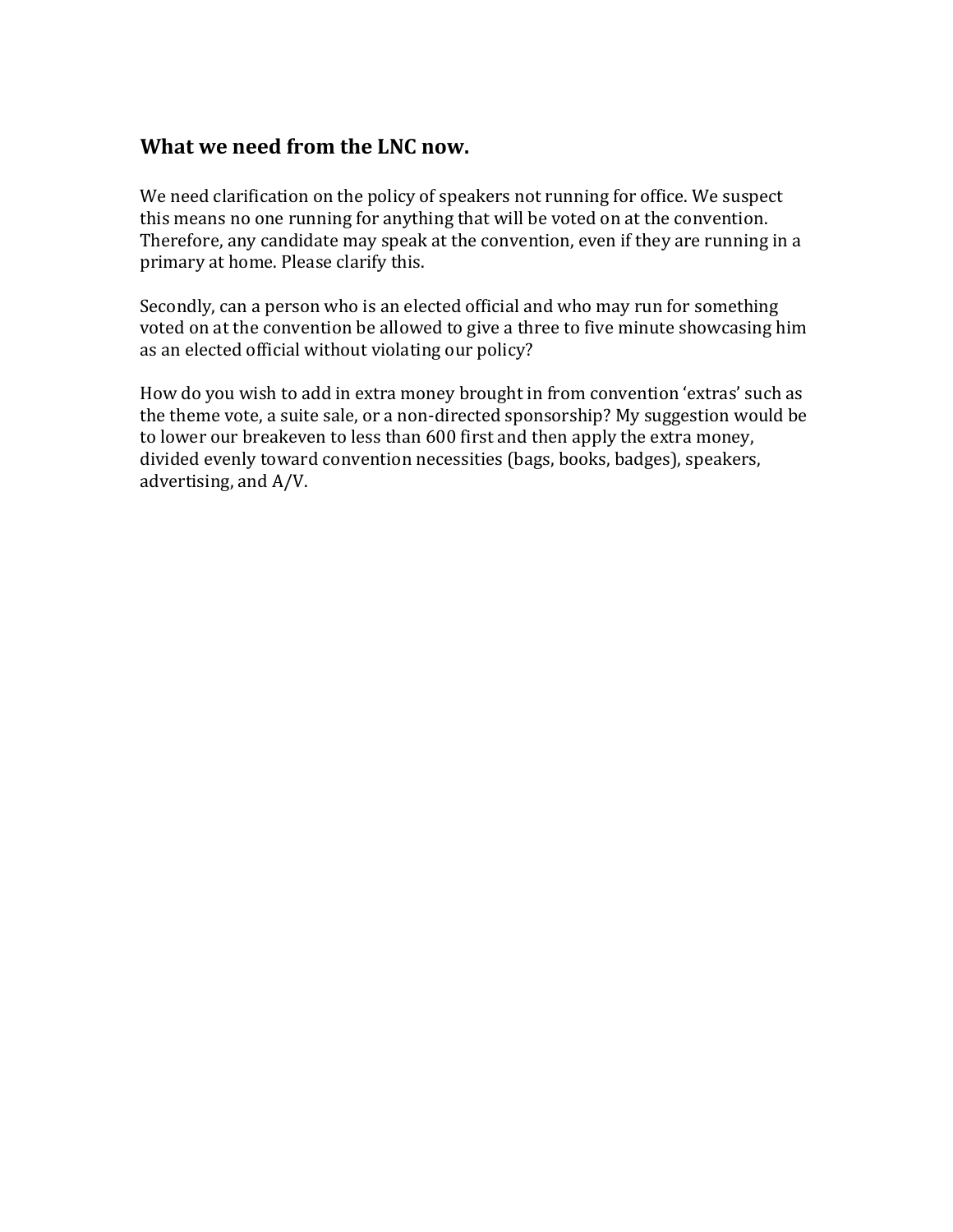### What we need from the LNC now.

We need clarification on the policy of speakers not running for office. We suspect this means no one running for anything that will be voted on at the convention. Therefore, any candidate may speak at the convention, even if they are running in a primary at home. Please clarify this.

Secondly, can a person who is an elected official and who may run for something voted on at the convention be allowed to give a three to five minute showcasing him as an elected official without violating our policy?

How do you wish to add in extra money brought in from convention 'extras' such as the theme vote, a suite sale, or a non-directed sponsorship? My suggestion would be to lower our breakeven to less than 600 first and then apply the extra money, divided evenly toward convention necessities (bags, books, badges), speakers, advertising, and A/V.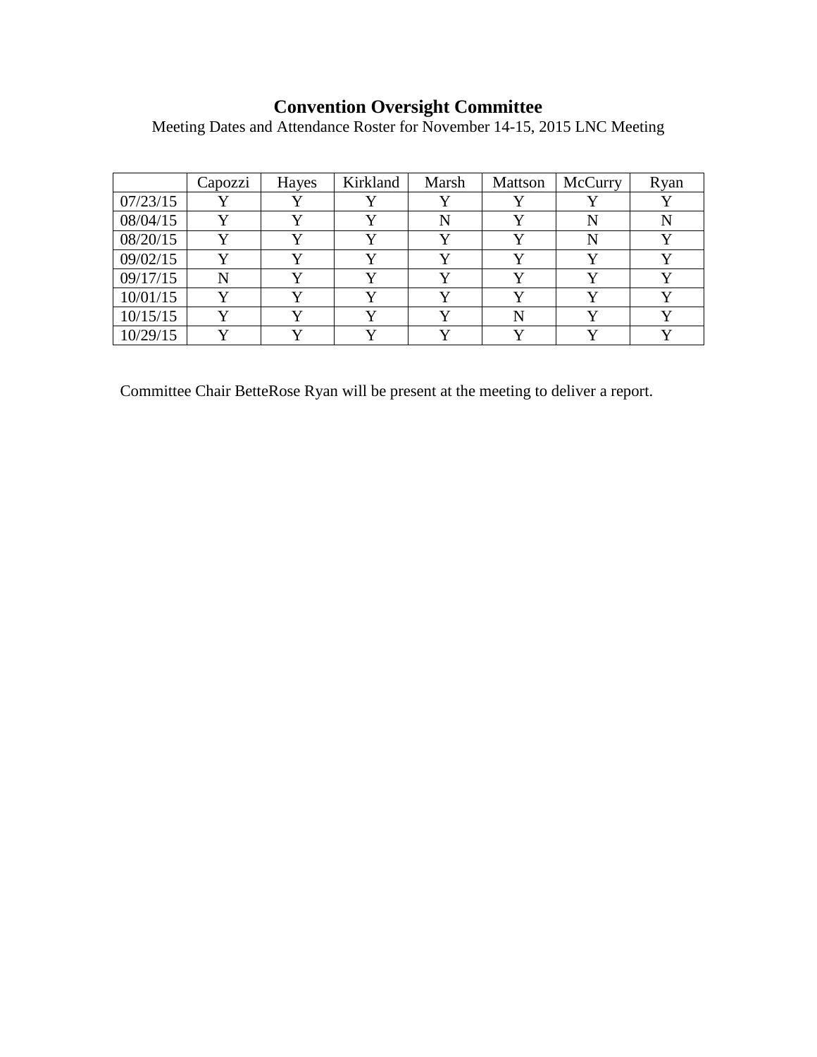# Convention Oversight Committee

Meeting Dates and Attendance Roster for November 14-15, 2015 LNC Meeting

| | Capozzi | Hayes | Kirkland | Marsh | Mattson | McCurry | Ryan |
|---|---|---|---|---|---|---|---|
| 07/23/15 | Y | Y | Y | Y | Y | Y | Y |
| 08/04/15 | Y | Y | Y | N | Y | N | N |
| 08/20/15 | Y | Y | Y | Y | Y | N | Y |
| 09/02/15 | Y | Y | Y | Y | Y | Y | Y |
| 09/17/15 | N | Y | Y | Y | Y | Y | Y |
| 10/01/15 | Y | Y | Y | Y | Y | Y | Y |
| 10/15/15 | Y | Y | Y | Y | N | Y | Y |
| 10/29/15 | Y | Y | Y | Y | Y | Y | Y |

Committee Chair BetteRose Ryan will be present at the meeting to deliver a report.